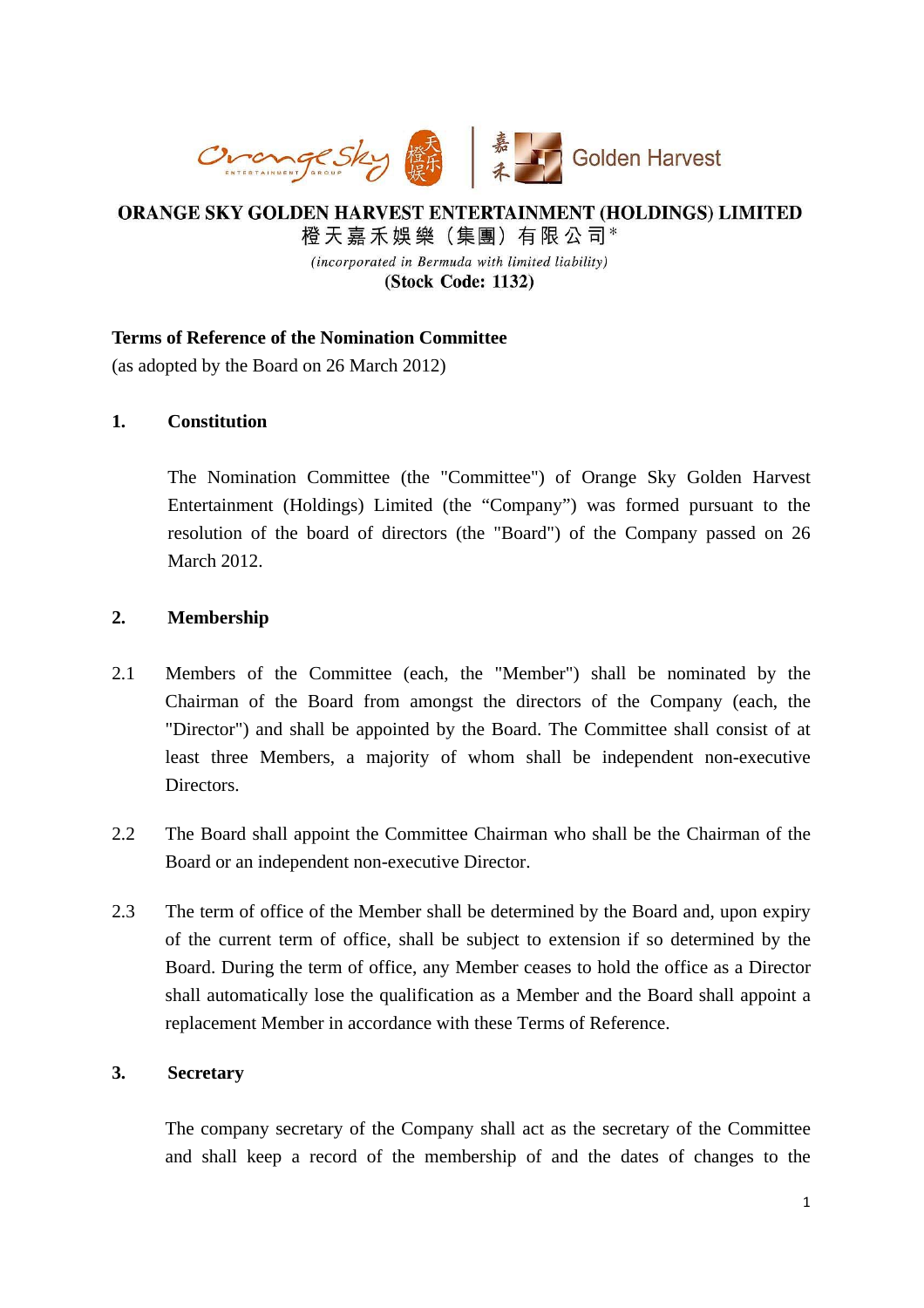**ORANGE SKY GOLDEN HARVEST ENTERTAINMENT (HOLDINGS) LIMITED**

**橙天嘉禾娛樂（集團）有限公司***

*(incorporated in Bermuda with limited liability)*

**(Stock Code: 1132)**

**Terms of Reference of the Nomination Committee**

(as adopted by the Board on 26 March 2012)

## 1. Constitution

The Nomination Committee (the "Committee") of Orange Sky Golden Harvest Entertainment (Holdings) Limited (the "Company") was formed pursuant to the resolution of the board of directors (the "Board") of the Company passed on 26 March 2012.

## 2. Membership

2.1 Members of the Committee (each, the "Member") shall be nominated by the Chairman of the Board from amongst the directors of the Company (each, the "Director") and shall be appointed by the Board. The Committee shall consist of at least three Members, a majority of whom shall be independent non-executive Directors.

2.2 The Board shall appoint the Committee Chairman who shall be the Chairman of the Board or an independent non-executive Director.

2.3 The term of office of the Member shall be determined by the Board and, upon expiry of the current term of office, shall be subject to extension if so determined by the Board. During the term of office, any Member ceases to hold the office as a Director shall automatically lose the qualification as a Member and the Board shall appoint a replacement Member in accordance with these Terms of Reference.

## 3. Secretary

The company secretary of the Company shall act as the secretary of the Committee and shall keep a record of the membership of and the dates of changes to the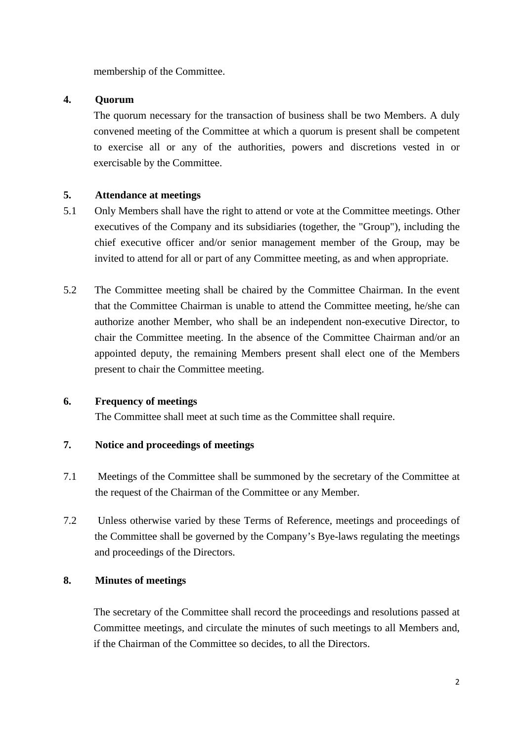membership of the Committee.

**4. Quorum**

The quorum necessary for the transaction of business shall be two Members. A duly convened meeting of the Committee at which a quorum is present shall be competent to exercise all or any of the authorities, powers and discretions vested in or exercisable by the Committee.

**5. Attendance at meetings**

5.1 Only Members shall have the right to attend or vote at the Committee meetings. Other executives of the Company and its subsidiaries (together, the "Group"), including the chief executive officer and/or senior management member of the Group, may be invited to attend for all or part of any Committee meeting, as and when appropriate.

5.2 The Committee meeting shall be chaired by the Committee Chairman. In the event that the Committee Chairman is unable to attend the Committee meeting, he/she can authorize another Member, who shall be an independent non-executive Director, to chair the Committee meeting. In the absence of the Committee Chairman and/or an appointed deputy, the remaining Members present shall elect one of the Members present to chair the Committee meeting.

**6. Frequency of meetings**

The Committee shall meet at such time as the Committee shall require.

**7. Notice and proceedings of meetings**

7.1 Meetings of the Committee shall be summoned by the secretary of the Committee at the request of the Chairman of the Committee or any Member.

7.2 Unless otherwise varied by these Terms of Reference, meetings and proceedings of the Committee shall be governed by the Company's Bye-laws regulating the meetings and proceedings of the Directors.

**8. Minutes of meetings**

The secretary of the Committee shall record the proceedings and resolutions passed at Committee meetings, and circulate the minutes of such meetings to all Members and, if the Chairman of the Committee so decides, to all the Directors.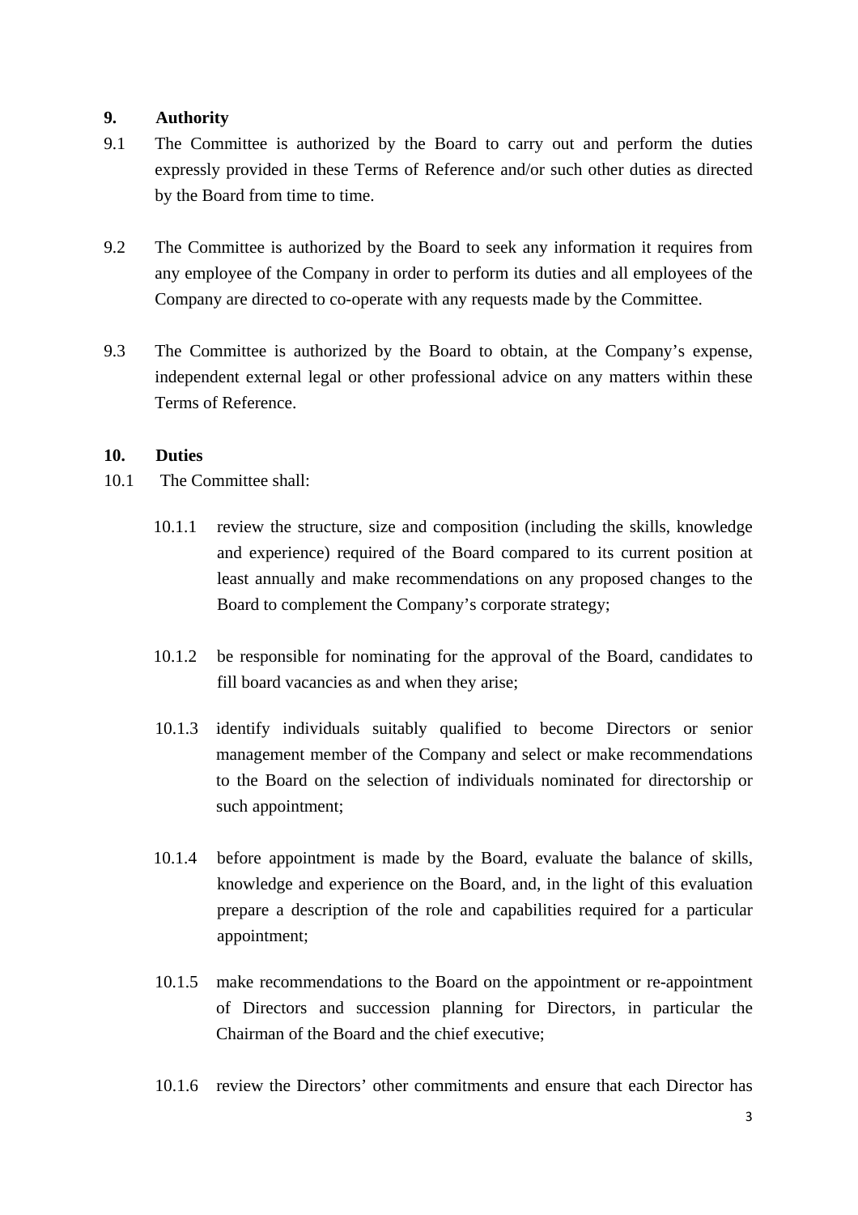**9. Authority**

9.1 The Committee is authorized by the Board to carry out and perform the duties expressly provided in these Terms of Reference and/or such other duties as directed by the Board from time to time.

9.2 The Committee is authorized by the Board to seek any information it requires from any employee of the Company in order to perform its duties and all employees of the Company are directed to co-operate with any requests made by the Committee.

9.3 The Committee is authorized by the Board to obtain, at the Company's expense, independent external legal or other professional advice on any matters within these Terms of Reference.

**10. Duties**

10.1 The Committee shall:

10.1.1 review the structure, size and composition (including the skills, knowledge and experience) required of the Board compared to its current position at least annually and make recommendations on any proposed changes to the Board to complement the Company's corporate strategy;

10.1.2 be responsible for nominating for the approval of the Board, candidates to fill board vacancies as and when they arise;

10.1.3 identify individuals suitably qualified to become Directors or senior management member of the Company and select or make recommendations to the Board on the selection of individuals nominated for directorship or such appointment;

10.1.4 before appointment is made by the Board, evaluate the balance of skills, knowledge and experience on the Board, and, in the light of this evaluation prepare a description of the role and capabilities required for a particular appointment;

10.1.5 make recommendations to the Board on the appointment or re-appointment of Directors and succession planning for Directors, in particular the Chairman of the Board and the chief executive;

10.1.6 review the Directors' other commitments and ensure that each Director has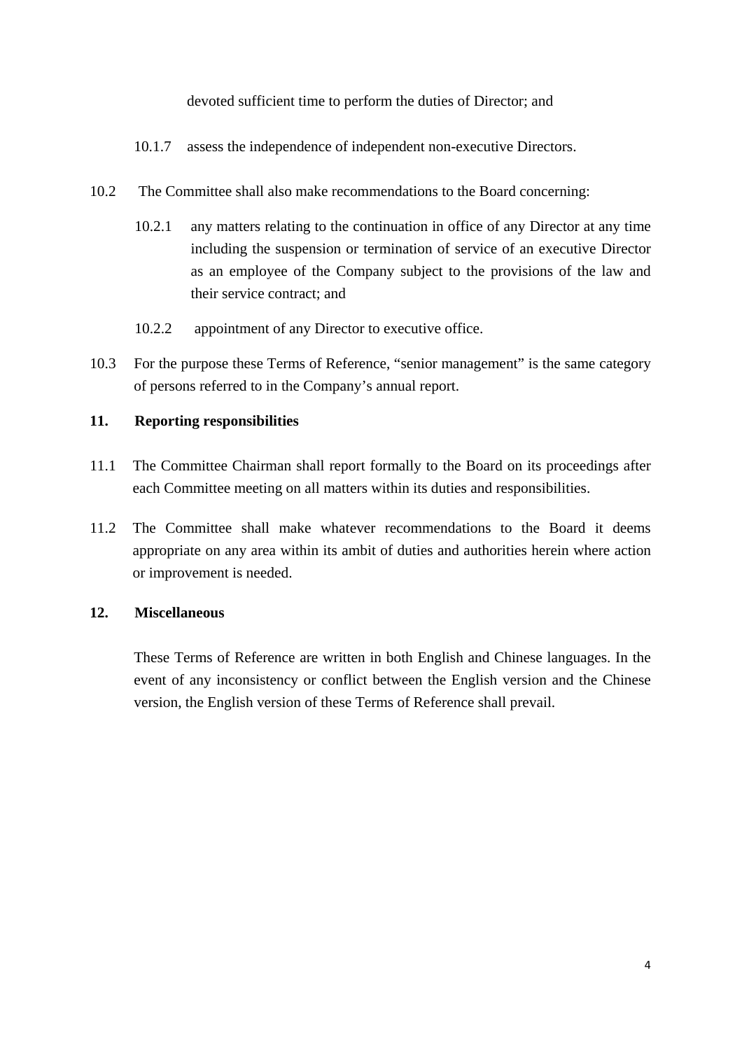devoted sufficient time to perform the duties of Director; and

10.1.7 assess the independence of independent non-executive Directors.

10.2 The Committee shall also make recommendations to the Board concerning:

10.2.1 any matters relating to the continuation in office of any Director at any time including the suspension or termination of service of an executive Director as an employee of the Company subject to the provisions of the law and their service contract; and

10.2.2 appointment of any Director to executive office.

10.3 For the purpose these Terms of Reference, "senior management" is the same category of persons referred to in the Company's annual report.

**11. Reporting responsibilities**

11.1 The Committee Chairman shall report formally to the Board on its proceedings after each Committee meeting on all matters within its duties and responsibilities.

11.2 The Committee shall make whatever recommendations to the Board it deems appropriate on any area within its ambit of duties and authorities herein where action or improvement is needed.

**12. Miscellaneous**

These Terms of Reference are written in both English and Chinese languages. In the event of any inconsistency or conflict between the English version and the Chinese version, the English version of these Terms of Reference shall prevail.